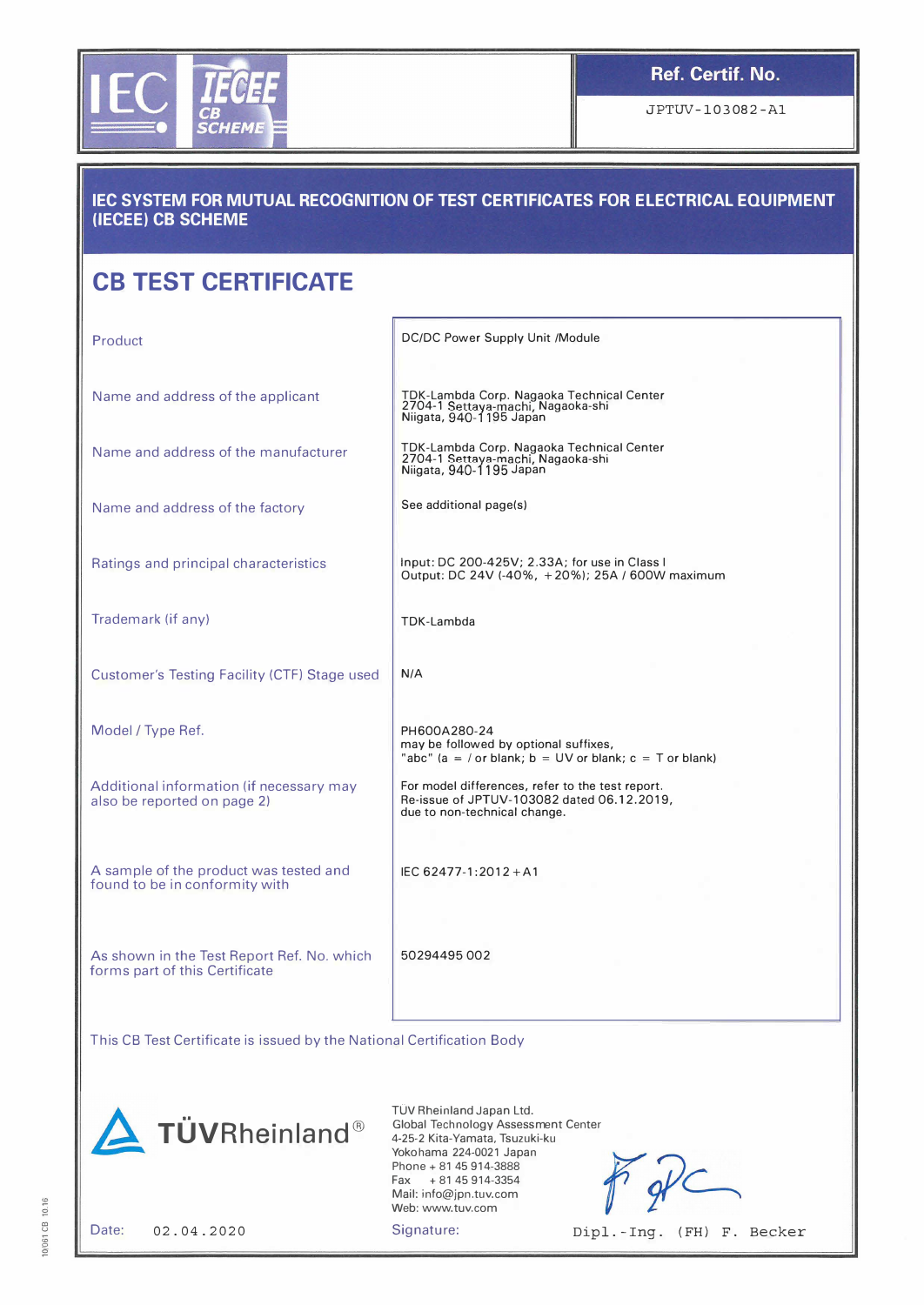IEC IECEE CB SCHEME

**Ref. Certif. No.**

JPTUV-103082-A1

## IEC SYSTEM FOR MUTUAL RECOGNITION OF TEST CERTIFICATES FOR ELECTRICAL EQUIPMENT (IECEE) CB SCHEME

# CB TEST CERTIFICATE

| | |
|---|---|
| Product | DC/DC Power Supply Unit /Module |
| Name and address of the applicant | TDK-Lambda Corp. Nagaoka Technical Center<br>2704-1 Settaya-machi, Nagaoka-shi<br>Niigata, 940-1195 Japan |
| Name and address of the manufacturer | TDK-Lambda Corp. Nagaoka Technical Center<br>2704-1 Settaya-machi, Nagaoka-shi<br>Niigata, 940-1195 Japan |
| Name and address of the factory | See additional page(s) |
| Ratings and principal characteristics | Input: DC 200-425V; 2.33A; for use in Class I<br>Output: DC 24V (-40%, +20%); 25A / 600W maximum |
| Trademark (if any) | TDK-Lambda |
| Customer's Testing Facility (CTF) Stage used | N/A |
| Model / Type Ref. | PH600A280-24<br>may be followed by optional suffixes,<br>"abc" (a = / or blank; b = UV or blank; c = T or blank) |
| Additional information (if necessary may also be reported on page 2) | For model differences, refer to the test report.<br>Re-issue of JPTUV-103082 dated 06.12.2019,<br>due to non-technical change. |
| A sample of the product was tested and found to be in conformity with | IEC 62477-1:2012+A1 |
| As shown in the Test Report Ref. No. which forms part of this Certificate | 50294495 002 |

This CB Test Certificate is issued by the National Certification Body

TÜVRheinland®

TUV Rheinland Japan Ltd.
Global Technology Assessment Center
4-25-2 Kita-Yamata, Tsuzuki-ku
Yokohama 224-0021 Japan
Phone + 81 45 914-3888
Fax + 81 45 914-3354
Mail: info@jpn.tuv.com
Web: www.tuv.com

Date: 02.04.2020

Signature: Dipl.-Ing. (FH) F. Becker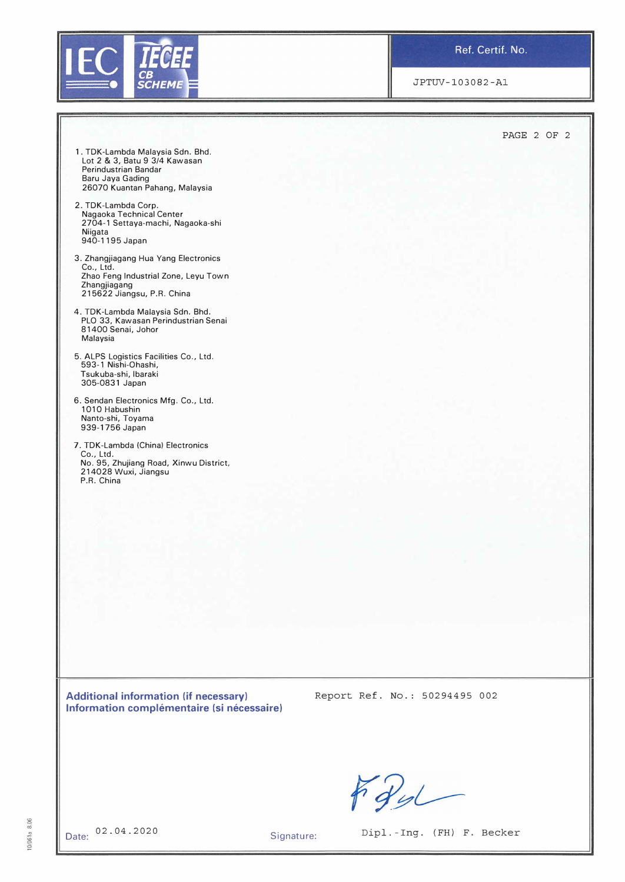IEC IECEE CB SCHEME

Ref. Certif. No.

JPTUV-103082-A1

1. TDK-Lambda Malaysia Sdn. Bhd.
   Lot 2 & 3, Batu 9 3/4 Kawasan
   Perindustrian Bandar
   Baru Jaya Gading
   26070 Kuantan Pahang, Malaysia

2. TDK-Lambda Corp.
   Nagaoka Technical Center
   2704-1 Settaya-machi, Nagaoka-shi
   Niigata
   940-1195 Japan

3. Zhangjiagang Hua Yang Electronics
   Co., Ltd.
   Zhao Feng Industrial Zone, Leyu Town
   Zhangjiagang
   215622 Jiangsu, P.R. China

4. TDK-Lambda Malaysia Sdn. Bhd.
   PLO 33, Kawasan Perindustrian Senai
   81400 Senai, Johor
   Malaysia

5. ALPS Logistics Facilities Co., Ltd.
   593-1 Nishi-Ohashi,
   Tsukuba-shi, Ibaraki
   305-0831 Japan

6. Sendan Electronics Mfg. Co., Ltd.
   1010 Habushin
   Nanto-shi, Toyama
   939-1756 Japan

7. TDK-Lambda (China) Electronics
   Co., Ltd.
   No. 95, Zhujiang Road, Xinwu District,
   214028 Wuxi, Jiangsu
   P.R. China

**Additional information (if necessary)**
**Information complémentaire (si nécessaire)**

Report Ref. No.: 50294495 002

Date: 02.04.2020

Signature: Dipl.-Ing. (FH) F. Becker